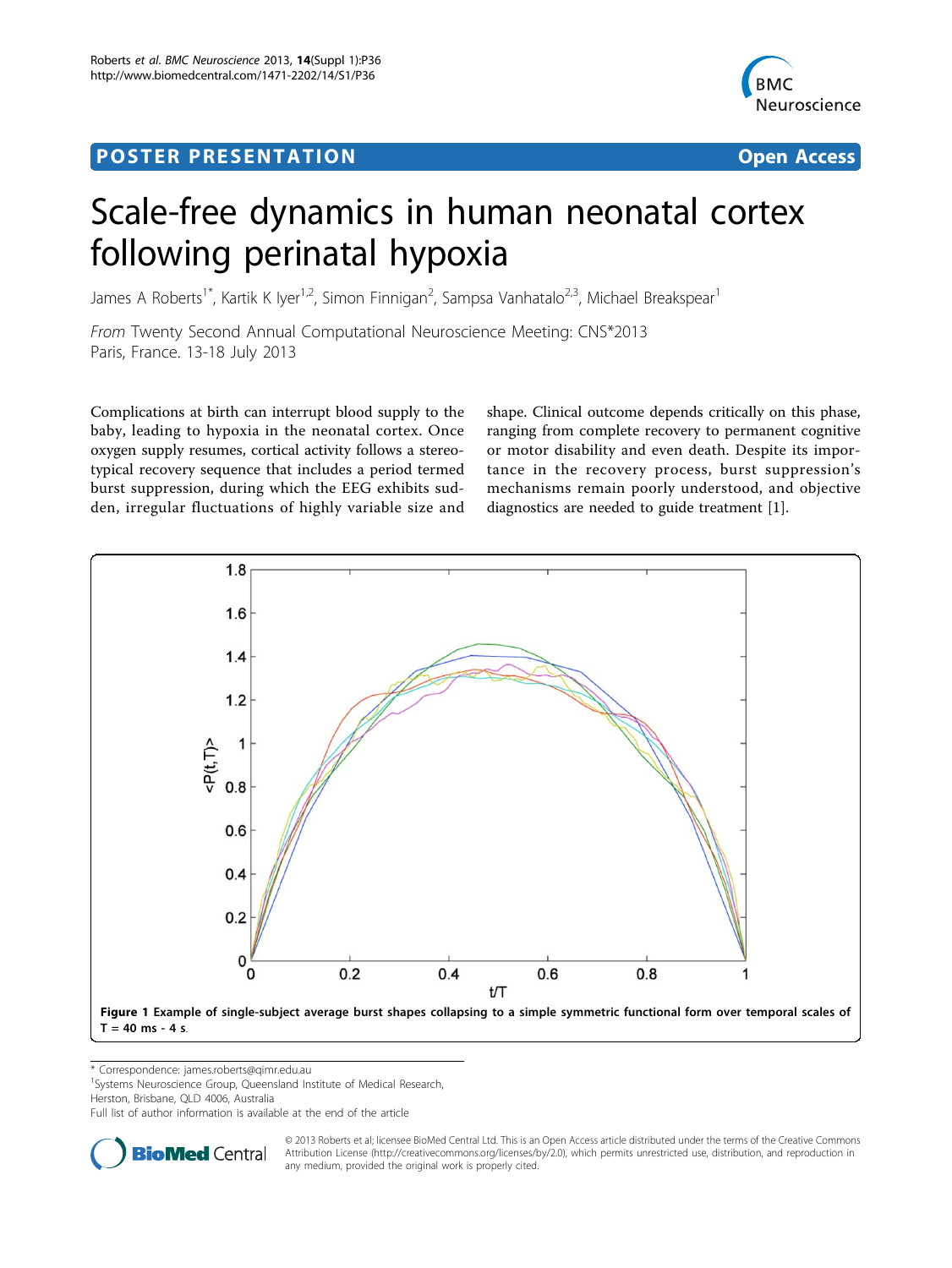POSTER PRESENTATION

Open Access

# Scale-free dynamics in human neonatal cortex following perinatal hypoxia

James A Roberts[1*], Kartik K Iyer[1,2], Simon Finnigan[2], Sampsa Vanhatalo[2,3], Michael Breakspear[1]

*From* Twenty Second Annual Computational Neuroscience Meeting: CNS*2013
Paris, France. 13-18 July 2013

Complications at birth can interrupt blood supply to the baby, leading to hypoxia in the neonatal cortex. Once oxygen supply resumes, cortical activity follows a stereotypical recovery sequence that includes a period termed burst suppression, during which the EEG exhibits sudden, irregular fluctuations of highly variable size and shape. Clinical outcome depends critically on this phase, ranging from complete recovery to permanent cognitive or motor disability and even death. Despite its importance in the recovery process, burst suppression's mechanisms remain poorly understood, and objective diagnostics are needed to guide treatment [1].

**Figure 1 Example of single-subject average burst shapes collapsing to a simple symmetric functional form over temporal scales of T = 40 ms - 4 s.**

* Correspondence: james.roberts@qimr.edu.au
[1]Systems Neuroscience Group, Queensland Institute of Medical Research, Herston, Brisbane, QLD 4006, Australia
Full list of author information is available at the end of the article

© 2013 Roberts et al; licensee BioMed Central Ltd. This is an Open Access article distributed under the terms of the Creative Commons Attribution License (http://creativecommons.org/licenses/by/2.0), which permits unrestricted use, distribution, and reproduction in any medium, provided the original work is properly cited.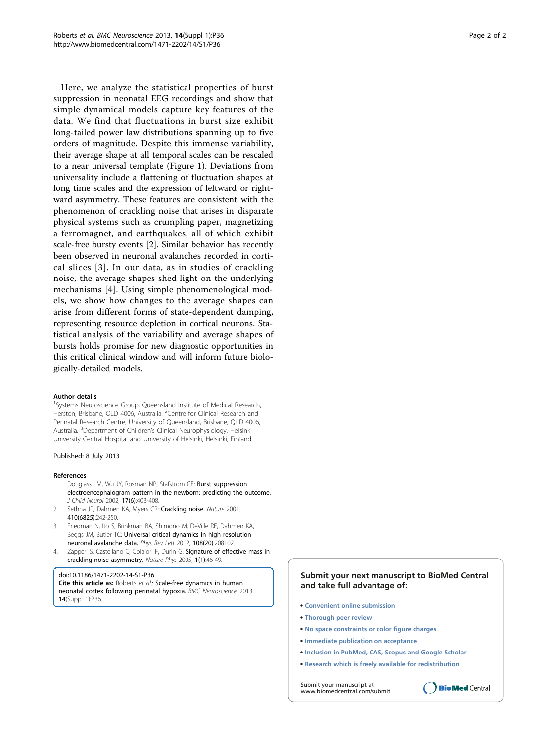Here, we analyze the statistical properties of burst suppression in neonatal EEG recordings and show that simple dynamical models capture key features of the data. We find that fluctuations in burst size exhibit long-tailed power law distributions spanning up to five orders of magnitude. Despite this immense variability, their average shape at all temporal scales can be rescaled to a near universal template (Figure 1). Deviations from universality include a flattening of fluctuation shapes at long time scales and the expression of leftward or rightward asymmetry. These features are consistent with the phenomenon of crackling noise that arises in disparate physical systems such as crumpling paper, magnetizing a ferromagnet, and earthquakes, all of which exhibit scale-free bursty events [2]. Similar behavior has recently been observed in neuronal avalanches recorded in cortical slices [3]. In our data, as in studies of crackling noise, the average shapes shed light on the underlying mechanisms [4]. Using simple phenomenological models, we show how changes to the average shapes can arise from different forms of state-dependent damping, representing resource depletion in cortical neurons. Statistical analysis of the variability and average shapes of bursts holds promise for new diagnostic opportunities in this critical clinical window and will inform future biologically-detailed models.

#### Author details

[1]Systems Neuroscience Group, Queensland Institute of Medical Research, Herston, Brisbane, QLD 4006, Australia. [2]Centre for Clinical Research and Perinatal Research Centre, University of Queensland, Brisbane, QLD 4006, Australia. [3]Department of Children's Clinical Neurophysiology, Helsinki University Central Hospital and University of Helsinki, Helsinki, Finland.

Published: 8 July 2013

#### References

1. Douglass LM, Wu JY, Rosman NP, Stafstrom CE: **Burst suppression electroencephalogram pattern in the newborn: predicting the outcome.** *J Child Neurol* 2002, **17(6)**:403-408.
2. Sethna JP, Dahmen KA, Myers CR: **Crackling noise.** *Nature* 2001, **410(6825)**:242-250.
3. Friedman N, Ito S, Brinkman BA, Shimono M, DeVille RE, Dahmen KA, Beggs JM, Butler TC: **Universal critical dynamics in high resolution neuronal avalanche data.** *Phys Rev Lett* 2012, **108(20)**:208102.
4. Zapperi S, Castellano C, Colaiori F, Durin G: **Signature of effective mass in crackling-noise asymmetry.** *Nature Phys* 2005, **1(1)**:46-49.

doi:10.1186/1471-2202-14-S1-P36

**Cite this article as:** Roberts *et al.*: Scale-free dynamics in human neonatal cortex following perinatal hypoxia. *BMC Neuroscience* 2013 **14**(Suppl 1):P36.

**Submit your next manuscript to BioMed Central and take full advantage of:**

- Convenient online submission
- Thorough peer review
- No space constraints or color figure charges
- Immediate publication on acceptance
- Inclusion in PubMed, CAS, Scopus and Google Scholar
- Research which is freely available for redistribution

Submit your manuscript at www.biomedcentral.com/submit

BioMed Central